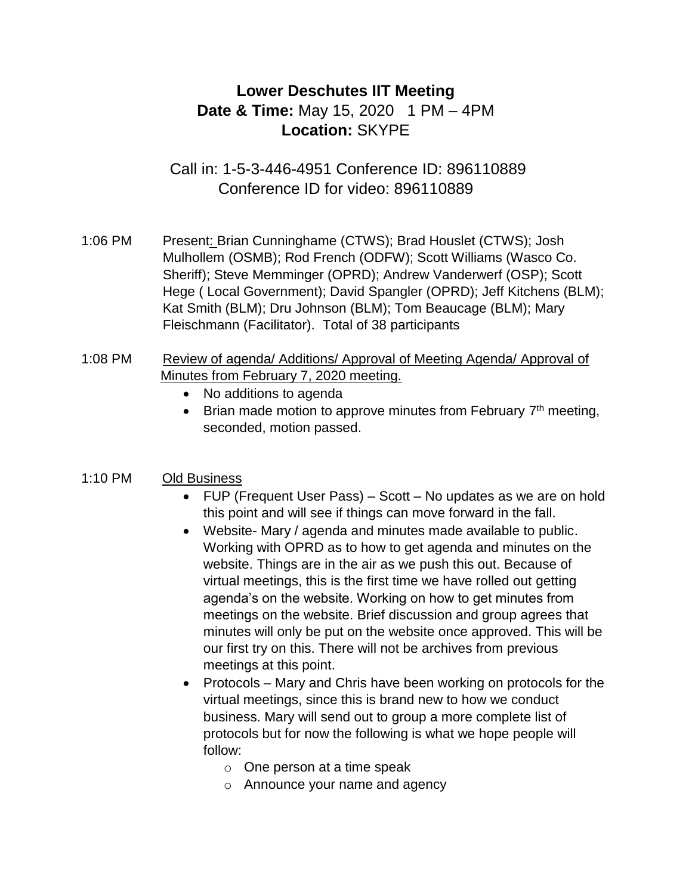# Lower Deschutes IIT Meeting

**Date & Time:** May 15, 2020 1 PM – 4PM

**Location:** SKYPE

Call in: 1-5-3-446-4951 Conference ID: 896110889
Conference ID for video: 896110889

1:06 PM Present: Brian Cunninghame (CTWS); Brad Houslet (CTWS); Josh Mulhollem (OSMB); Rod French (ODFW); Scott Williams (Wasco Co. Sheriff); Steve Memminger (OPRD); Andrew Vanderwerf (OSP); Scott Hege ( Local Government); David Spangler (OPRD); Jeff Kitchens (BLM); Kat Smith (BLM); Dru Johnson (BLM); Tom Beaucage (BLM); Mary Fleischmann (Facilitator). Total of 38 participants

1:08 PM Review of agenda/ Additions/ Approval of Meeting Agenda/ Approval of Minutes from February 7, 2020 meeting.

- No additions to agenda
- Brian made motion to approve minutes from February 7th meeting, seconded, motion passed.

1:10 PM Old Business

- FUP (Frequent User Pass) – Scott – No updates as we are on hold this point and will see if things can move forward in the fall.
- Website- Mary / agenda and minutes made available to public. Working with OPRD as to how to get agenda and minutes on the website. Things are in the air as we push this out. Because of virtual meetings, this is the first time we have rolled out getting agenda's on the website. Working on how to get minutes from meetings on the website. Brief discussion and group agrees that minutes will only be put on the website once approved. This will be our first try on this. There will not be archives from previous meetings at this point.
- Protocols – Mary and Chris have been working on protocols for the virtual meetings, since this is brand new to how we conduct business. Mary will send out to group a more complete list of protocols but for now the following is what we hope people will follow:
  - One person at a time speak
  - Announce your name and agency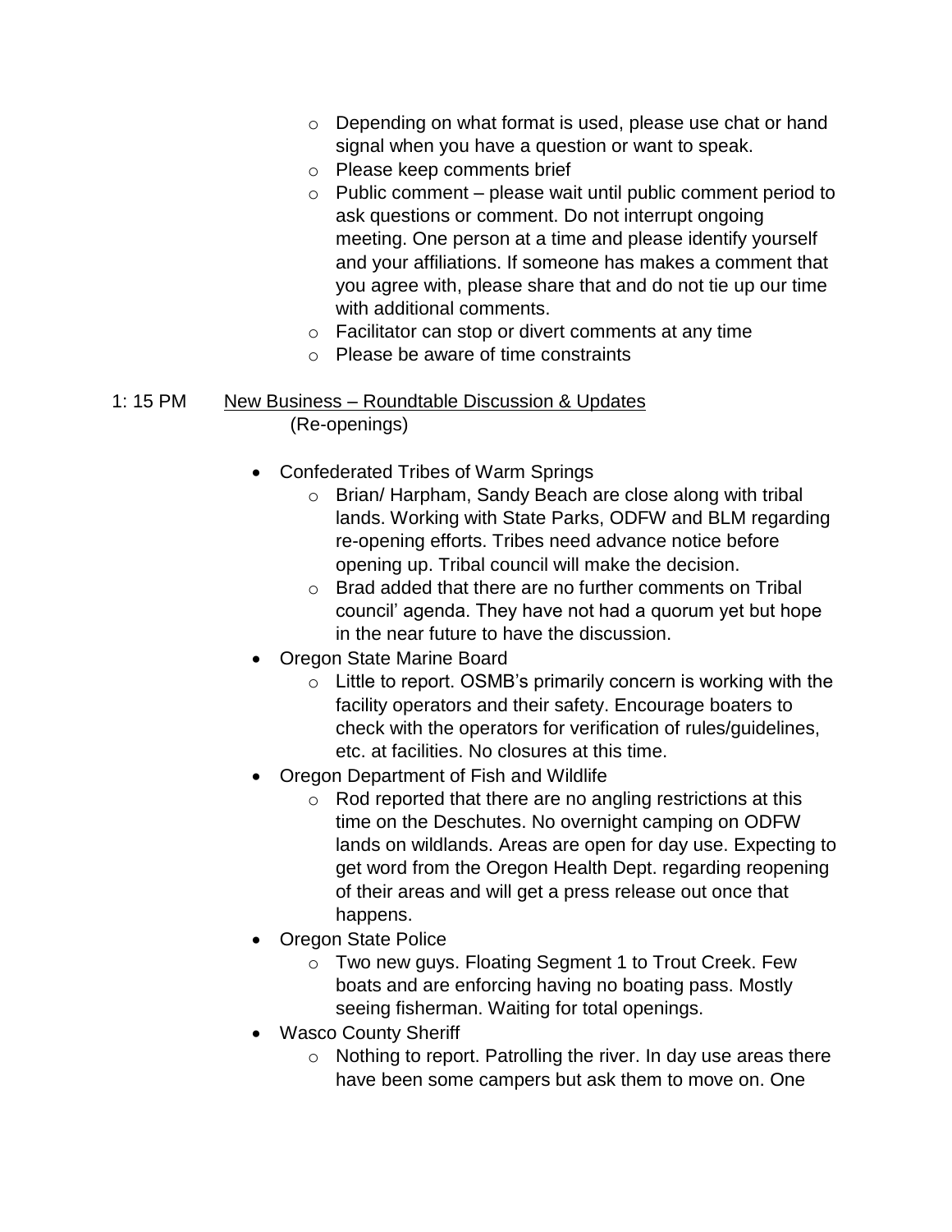- Depending on what format is used, please use chat or hand signal when you have a question or want to speak.
- Please keep comments brief
- Public comment – please wait until public comment period to ask questions or comment. Do not interrupt ongoing meeting. One person at a time and please identify yourself and your affiliations. If someone has makes a comment that you agree with, please share that and do not tie up our time with additional comments.
- Facilitator can stop or divert comments at any time
- Please be aware of time constraints

1: 15 PM <u>New Business – Roundtable Discussion & Updates</u>
(Re-openings)

- Confederated Tribes of Warm Springs
  - Brian/ Harpham, Sandy Beach are close along with tribal lands. Working with State Parks, ODFW and BLM regarding re-opening efforts. Tribes need advance notice before opening up. Tribal council will make the decision.
  - Brad added that there are no further comments on Tribal council' agenda. They have not had a quorum yet but hope in the near future to have the discussion.
- Oregon State Marine Board
  - Little to report. OSMB's primarily concern is working with the facility operators and their safety. Encourage boaters to check with the operators for verification of rules/guidelines, etc. at facilities. No closures at this time.
- Oregon Department of Fish and Wildlife
  - Rod reported that there are no angling restrictions at this time on the Deschutes. No overnight camping on ODFW lands on wildlands. Areas are open for day use. Expecting to get word from the Oregon Health Dept. regarding reopening of their areas and will get a press release out once that happens.
- Oregon State Police
  - Two new guys. Floating Segment 1 to Trout Creek. Few boats and are enforcing having no boating pass. Mostly seeing fisherman. Waiting for total openings.
- Wasco County Sheriff
  - Nothing to report. Patrolling the river. In day use areas there have been some campers but ask them to move on. One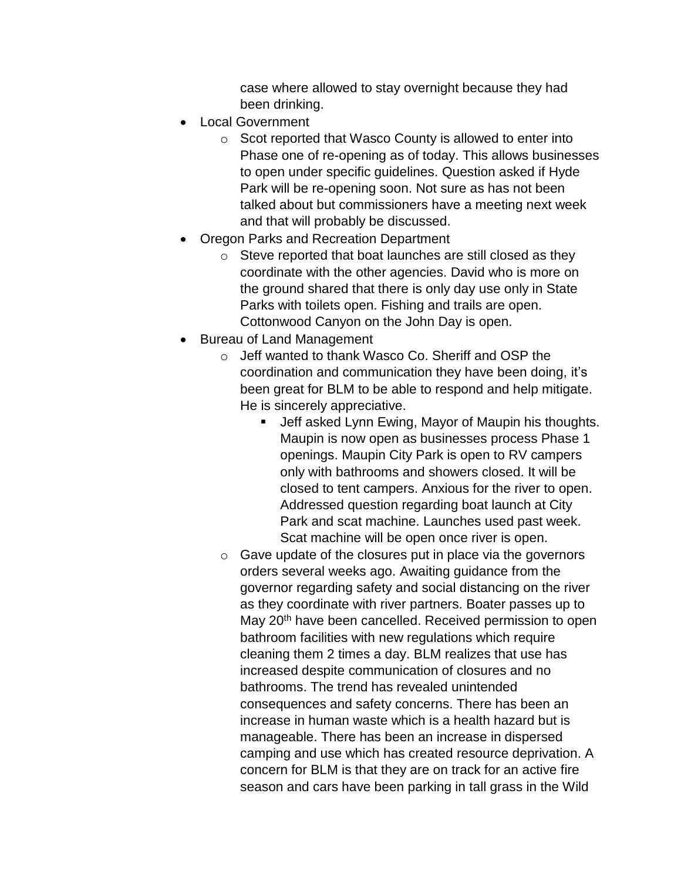case where allowed to stay overnight because they had been drinking.

- Local Government
    - Scot reported that Wasco County is allowed to enter into Phase one of re-opening as of today. This allows businesses to open under specific guidelines. Question asked if Hyde Park will be re-opening soon. Not sure as has not been talked about but commissioners have a meeting next week and that will probably be discussed.
- Oregon Parks and Recreation Department
    - Steve reported that boat launches are still closed as they coordinate with the other agencies. David who is more on the ground shared that there is only day use only in State Parks with toilets open. Fishing and trails are open. Cottonwood Canyon on the John Day is open.
- Bureau of Land Management
    - Jeff wanted to thank Wasco Co. Sheriff and OSP the coordination and communication they have been doing, it's been great for BLM to be able to respond and help mitigate. He is sincerely appreciative.
        - Jeff asked Lynn Ewing, Mayor of Maupin his thoughts. Maupin is now open as businesses process Phase 1 openings. Maupin City Park is open to RV campers only with bathrooms and showers closed. It will be closed to tent campers. Anxious for the river to open. Addressed question regarding boat launch at City Park and scat machine. Launches used past week. Scat machine will be open once river is open.
    - Gave update of the closures put in place via the governors orders several weeks ago. Awaiting guidance from the governor regarding safety and social distancing on the river as they coordinate with river partners. Boater passes up to May 20th have been cancelled. Received permission to open bathroom facilities with new regulations which require cleaning them 2 times a day. BLM realizes that use has increased despite communication of closures and no bathrooms. The trend has revealed unintended consequences and safety concerns. There has been an increase in human waste which is a health hazard but is manageable. There has been an increase in dispersed camping and use which has created resource deprivation. A concern for BLM is that they are on track for an active fire season and cars have been parking in tall grass in the Wild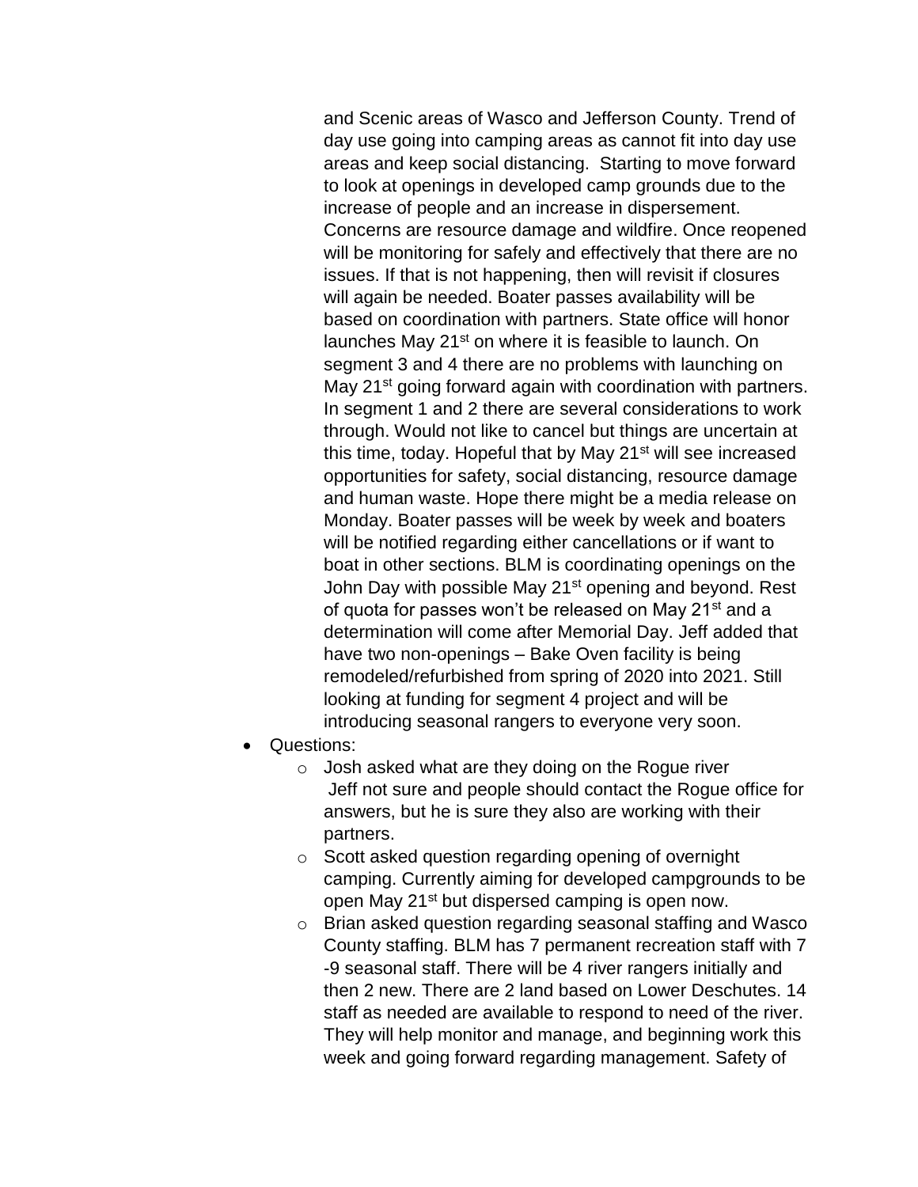and Scenic areas of Wasco and Jefferson County. Trend of day use going into camping areas as cannot fit into day use areas and keep social distancing. Starting to move forward to look at openings in developed camp grounds due to the increase of people and an increase in dispersement. Concerns are resource damage and wildfire. Once reopened will be monitoring for safely and effectively that there are no issues. If that is not happening, then will revisit if closures will again be needed. Boater passes availability will be based on coordination with partners. State office will honor launches May 21st on where it is feasible to launch. On segment 3 and 4 there are no problems with launching on May 21st going forward again with coordination with partners. In segment 1 and 2 there are several considerations to work through. Would not like to cancel but things are uncertain at this time, today. Hopeful that by May 21st will see increased opportunities for safety, social distancing, resource damage and human waste. Hope there might be a media release on Monday. Boater passes will be week by week and boaters will be notified regarding either cancellations or if want to boat in other sections. BLM is coordinating openings on the John Day with possible May 21st opening and beyond. Rest of quota for passes won't be released on May 21st and a determination will come after Memorial Day. Jeff added that have two non-openings – Bake Oven facility is being remodeled/refurbished from spring of 2020 into 2021. Still looking at funding for segment 4 project and will be introducing seasonal rangers to everyone very soon.

- Questions:
  - Josh asked what are they doing on the Rogue river
    Jeff not sure and people should contact the Rogue office for answers, but he is sure they also are working with their partners.
  - Scott asked question regarding opening of overnight camping. Currently aiming for developed campgrounds to be open May 21st but dispersed camping is open now.
  - Brian asked question regarding seasonal staffing and Wasco County staffing. BLM has 7 permanent recreation staff with 7 -9 seasonal staff. There will be 4 river rangers initially and then 2 new. There are 2 land based on Lower Deschutes. 14 staff as needed are available to respond to need of the river. They will help monitor and manage, and beginning work this week and going forward regarding management. Safety of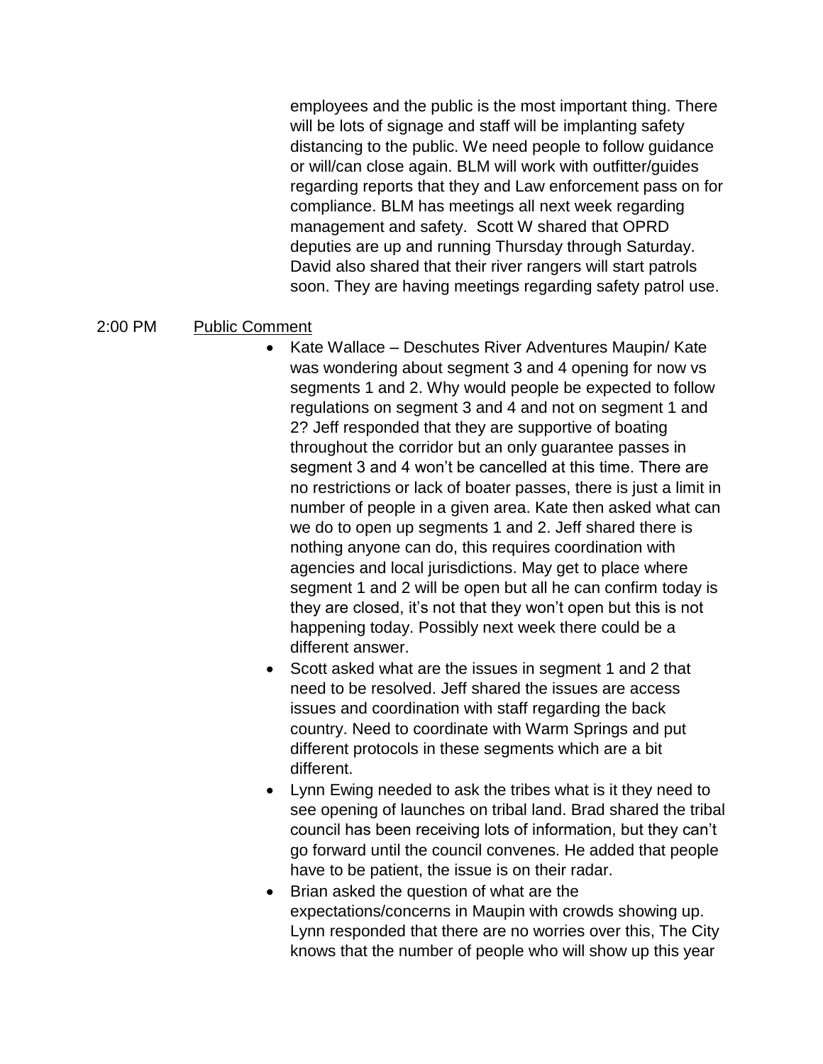employees and the public is the most important thing. There will be lots of signage and staff will be implanting safety distancing to the public. We need people to follow guidance or will/can close again. BLM will work with outfitter/guides regarding reports that they and Law enforcement pass on for compliance. BLM has meetings all next week regarding management and safety. Scott W shared that OPRD deputies are up and running Thursday through Saturday. David also shared that their river rangers will start patrols soon. They are having meetings regarding safety patrol use.

2:00 PM Public Comment

- Kate Wallace – Deschutes River Adventures Maupin/ Kate was wondering about segment 3 and 4 opening for now vs segments 1 and 2. Why would people be expected to follow regulations on segment 3 and 4 and not on segment 1 and 2? Jeff responded that they are supportive of boating throughout the corridor but an only guarantee passes in segment 3 and 4 won't be cancelled at this time. There are no restrictions or lack of boater passes, there is just a limit in number of people in a given area. Kate then asked what can we do to open up segments 1 and 2. Jeff shared there is nothing anyone can do, this requires coordination with agencies and local jurisdictions. May get to place where segment 1 and 2 will be open but all he can confirm today is they are closed, it's not that they won't open but this is not happening today. Possibly next week there could be a different answer.
- Scott asked what are the issues in segment 1 and 2 that need to be resolved. Jeff shared the issues are access issues and coordination with staff regarding the back country. Need to coordinate with Warm Springs and put different protocols in these segments which are a bit different.
- Lynn Ewing needed to ask the tribes what is it they need to see opening of launches on tribal land. Brad shared the tribal council has been receiving lots of information, but they can't go forward until the council convenes. He added that people have to be patient, the issue is on their radar.
- Brian asked the question of what are the expectations/concerns in Maupin with crowds showing up. Lynn responded that there are no worries over this, The City knows that the number of people who will show up this year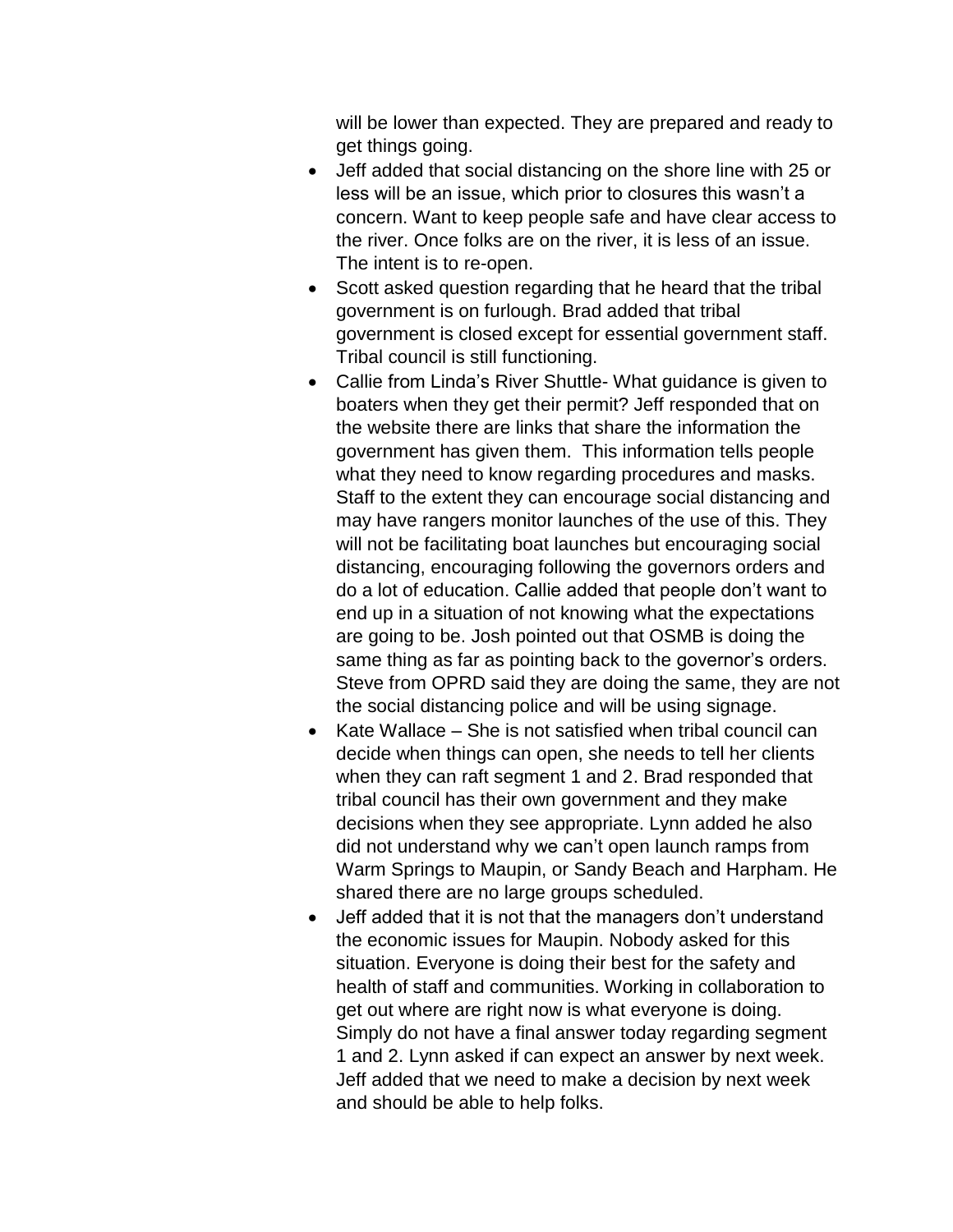will be lower than expected. They are prepared and ready to get things going.

- Jeff added that social distancing on the shore line with 25 or less will be an issue, which prior to closures this wasn't a concern. Want to keep people safe and have clear access to the river. Once folks are on the river, it is less of an issue. The intent is to re-open.
- Scott asked question regarding that he heard that the tribal government is on furlough. Brad added that tribal government is closed except for essential government staff. Tribal council is still functioning.
- Callie from Linda's River Shuttle- What guidance is given to boaters when they get their permit? Jeff responded that on the website there are links that share the information the government has given them. This information tells people what they need to know regarding procedures and masks. Staff to the extent they can encourage social distancing and may have rangers monitor launches of the use of this. They will not be facilitating boat launches but encouraging social distancing, encouraging following the governors orders and do a lot of education. Callie added that people don't want to end up in a situation of not knowing what the expectations are going to be. Josh pointed out that OSMB is doing the same thing as far as pointing back to the governor's orders. Steve from OPRD said they are doing the same, they are not the social distancing police and will be using signage.
- Kate Wallace – She is not satisfied when tribal council can decide when things can open, she needs to tell her clients when they can raft segment 1 and 2. Brad responded that tribal council has their own government and they make decisions when they see appropriate. Lynn added he also did not understand why we can't open launch ramps from Warm Springs to Maupin, or Sandy Beach and Harpham. He shared there are no large groups scheduled.
- Jeff added that it is not that the managers don't understand the economic issues for Maupin. Nobody asked for this situation. Everyone is doing their best for the safety and health of staff and communities. Working in collaboration to get out where are right now is what everyone is doing. Simply do not have a final answer today regarding segment 1 and 2. Lynn asked if can expect an answer by next week. Jeff added that we need to make a decision by next week and should be able to help folks.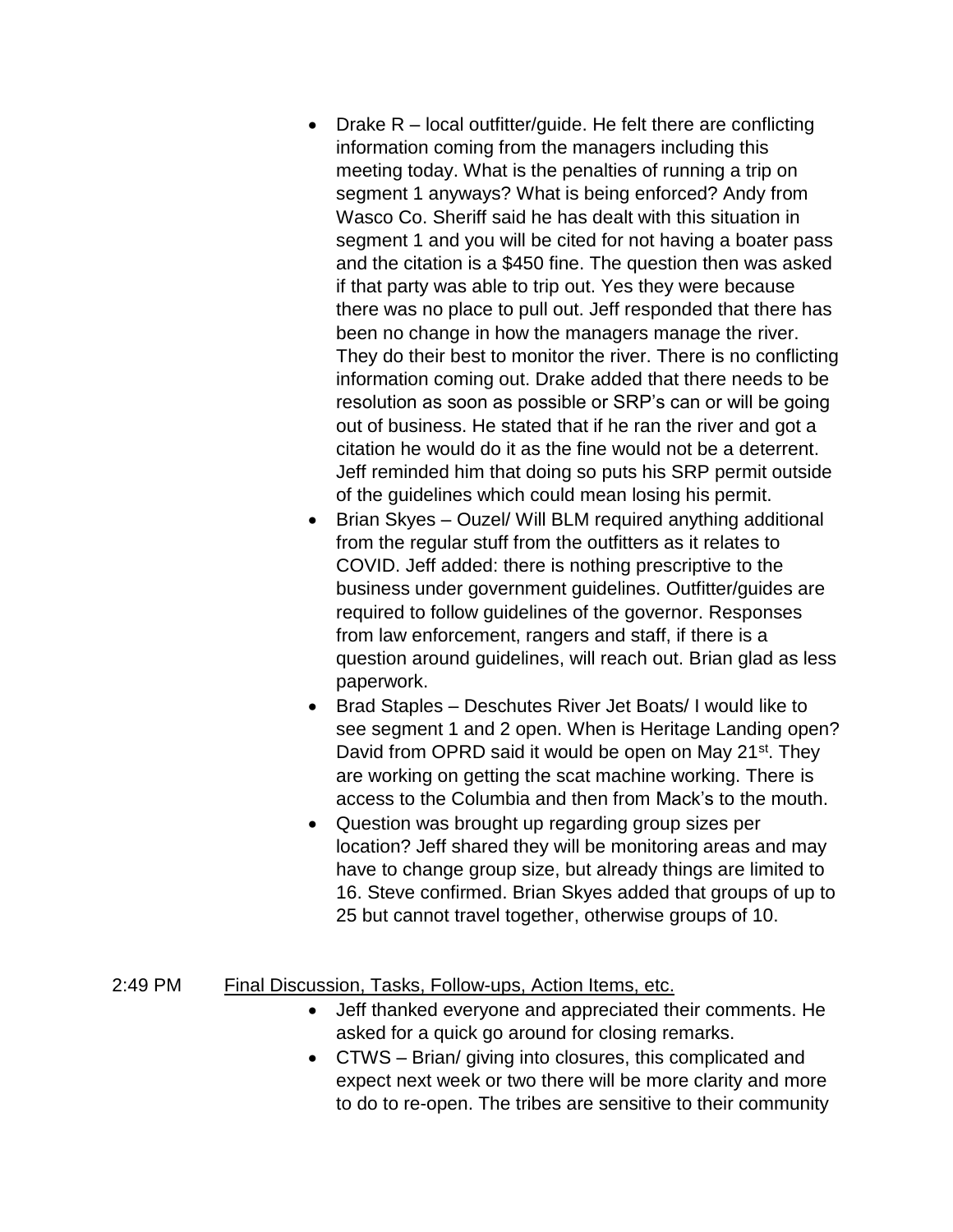- Drake R – local outfitter/guide. He felt there are conflicting information coming from the managers including this meeting today. What is the penalties of running a trip on segment 1 anyways? What is being enforced? Andy from Wasco Co. Sheriff said he has dealt with this situation in segment 1 and you will be cited for not having a boater pass and the citation is a $450 fine. The question then was asked if that party was able to trip out. Yes they were because there was no place to pull out. Jeff responded that there has been no change in how the managers manage the river. They do their best to monitor the river. There is no conflicting information coming out. Drake added that there needs to be resolution as soon as possible or SRP's can or will be going out of business. He stated that if he ran the river and got a citation he would do it as the fine would not be a deterrent. Jeff reminded him that doing so puts his SRP permit outside of the guidelines which could mean losing his permit.
- Brian Skyes – Ouzel/ Will BLM required anything additional from the regular stuff from the outfitters as it relates to COVID. Jeff added: there is nothing prescriptive to the business under government guidelines. Outfitter/guides are required to follow guidelines of the governor. Responses from law enforcement, rangers and staff, if there is a question around guidelines, will reach out. Brian glad as less paperwork.
- Brad Staples – Deschutes River Jet Boats/ I would like to see segment 1 and 2 open. When is Heritage Landing open? David from OPRD said it would be open on May 21st. They are working on getting the scat machine working. There is access to the Columbia and then from Mack's to the mouth.
- Question was brought up regarding group sizes per location? Jeff shared they will be monitoring areas and may have to change group size, but already things are limited to 16. Steve confirmed. Brian Skyes added that groups of up to 25 but cannot travel together, otherwise groups of 10.

2:49 PM Final Discussion, Tasks, Follow-ups, Action Items, etc.

- Jeff thanked everyone and appreciated their comments. He asked for a quick go around for closing remarks.
- CTWS – Brian/ giving into closures, this complicated and expect next week or two there will be more clarity and more to do to re-open. The tribes are sensitive to their community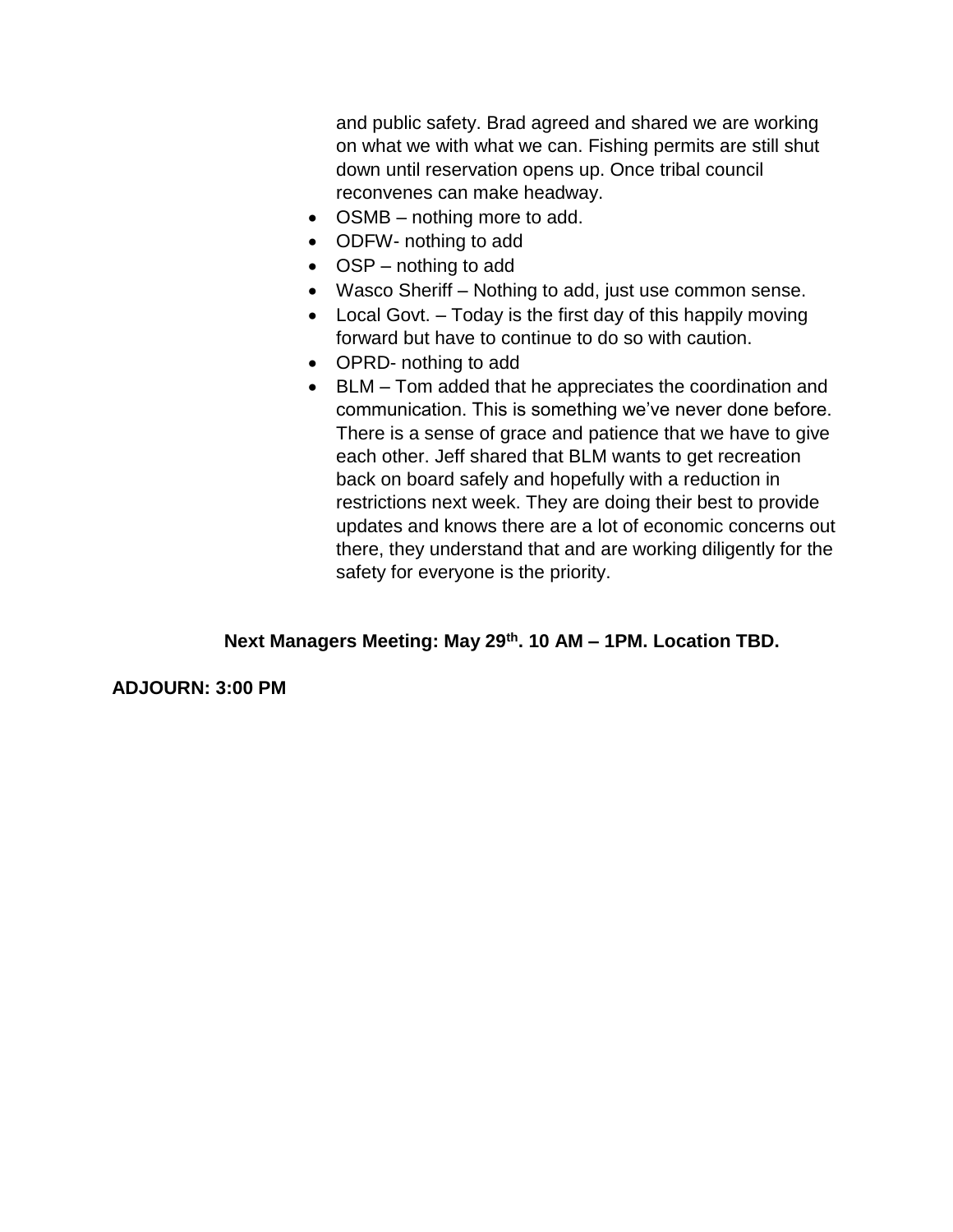and public safety. Brad agreed and shared we are working on what we with what we can. Fishing permits are still shut down until reservation opens up. Once tribal council reconvenes can make headway.

- OSMB – nothing more to add.
- ODFW- nothing to add
- OSP – nothing to add
- Wasco Sheriff – Nothing to add, just use common sense.
- Local Govt. – Today is the first day of this happily moving forward but have to continue to do so with caution.
- OPRD- nothing to add
- BLM – Tom added that he appreciates the coordination and communication. This is something we've never done before. There is a sense of grace and patience that we have to give each other. Jeff shared that BLM wants to get recreation back on board safely and hopefully with a reduction in restrictions next week. They are doing their best to provide updates and knows there are a lot of economic concerns out there, they understand that and are working diligently for the safety for everyone is the priority.

**Next Managers Meeting: May 29th. 10 AM – 1PM. Location TBD.**

**ADJOURN: 3:00 PM**